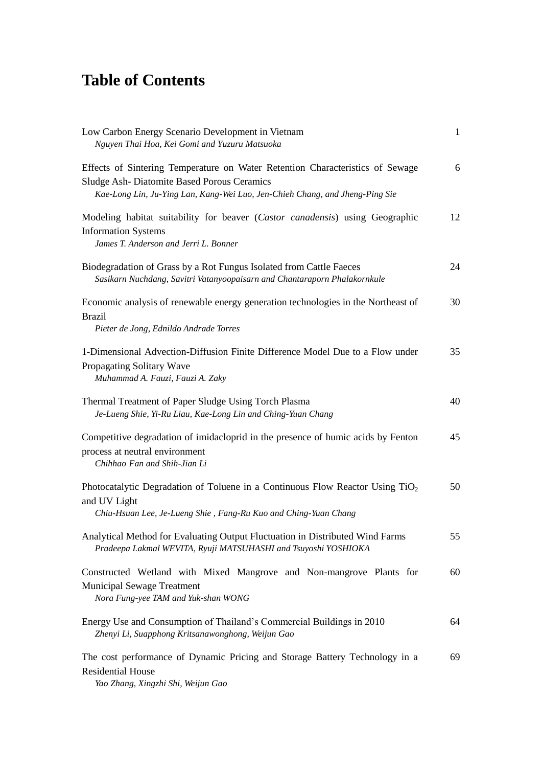# Table of Contents

Low Carbon Energy Scenario Development in Vietnam — 1
*Nguyen Thai Hoa, Kei Gomi and Yuzuru Matsuoka*

Effects of Sintering Temperature on Water Retention Characteristics of Sewage Sludge Ash- Diatomite Based Porous Ceramics — 6
*Kae-Long Lin, Ju-Ying Lan, Kang-Wei Luo, Jen-Chieh Chang, and Jheng-Ping Sie*

Modeling habitat suitability for beaver (*Castor canadensis*) using Geographic Information Systems — 12
*James T. Anderson and Jerri L. Bonner*

Biodegradation of Grass by a Rot Fungus Isolated from Cattle Faeces — 24
*Sasikarn Nuchdang, Savitri Vatanyoopaisarn and Chantaraporn Phalakornkule*

Economic analysis of renewable energy generation technologies in the Northeast of Brazil — 30
*Pieter de Jong, Ednildo Andrade Torres*

1-Dimensional Advection-Diffusion Finite Difference Model Due to a Flow under Propagating Solitary Wave — 35
*Muhammad A. Fauzi, Fauzi A. Zaky*

Thermal Treatment of Paper Sludge Using Torch Plasma — 40
*Je-Lueng Shie, Yi-Ru Liau, Kae-Long Lin and Ching-Yuan Chang*

Competitive degradation of imidacloprid in the presence of humic acids by Fenton process at neutral environment — 45
*Chihhao Fan and Shih-Jian Li*

Photocatalytic Degradation of Toluene in a Continuous Flow Reactor Using $TiO_2$ and UV Light — 50
*Chiu-Hsuan Lee, Je-Lueng Shie , Fang-Ru Kuo and Ching-Yuan Chang*

Analytical Method for Evaluating Output Fluctuation in Distributed Wind Farms — 55
*Pradeepa Lakmal WEVITA, Ryuji MATSUHASHI and Tsuyoshi YOSHIOKA*

Constructed Wetland with Mixed Mangrove and Non-mangrove Plants for Municipal Sewage Treatment — 60
*Nora Fung-yee TAM and Yuk-shan WONG*

Energy Use and Consumption of Thailand's Commercial Buildings in 2010 — 64
*Zhenyi Li, Suapphong Kritsanawonghong, Weijun Gao*

The cost performance of Dynamic Pricing and Storage Battery Technology in a Residential House — 69
*Yao Zhang, Xingzhi Shi, Weijun Gao*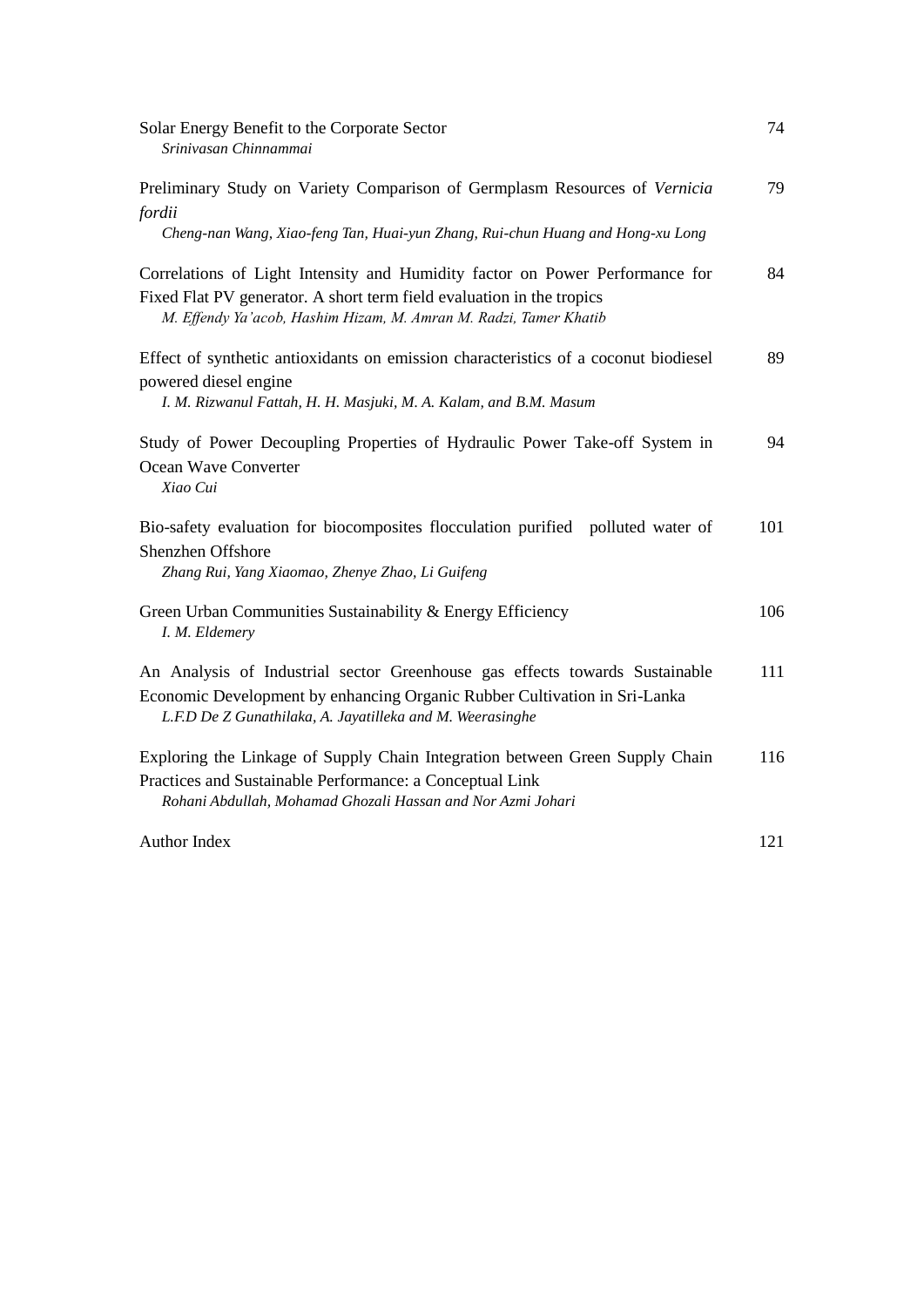Solar Energy Benefit to the Corporate Sector — 74
*Srinivasan Chinnammai*

Preliminary Study on Variety Comparison of Germplasm Resources of *Vernicia fordii* — 79
*Cheng-nan Wang, Xiao-feng Tan, Huai-yun Zhang, Rui-chun Huang and Hong-xu Long*

Correlations of Light Intensity and Humidity factor on Power Performance for Fixed Flat PV generator. A short term field evaluation in the tropics — 84
*M. Effendy Ya'acob, Hashim Hizam, M. Amran M. Radzi, Tamer Khatib*

Effect of synthetic antioxidants on emission characteristics of a coconut biodiesel powered diesel engine — 89
*I. M. Rizwanul Fattah, H. H. Masjuki, M. A. Kalam, and B.M. Masum*

Study of Power Decoupling Properties of Hydraulic Power Take-off System in Ocean Wave Converter — 94
*Xiao Cui*

Bio-safety evaluation for biocomposites flocculation purified polluted water of Shenzhen Offshore — 101
*Zhang Rui, Yang Xiaomao, Zhenye Zhao, Li Guifeng*

Green Urban Communities Sustainability & Energy Efficiency — 106
*I. M. Eldemery*

An Analysis of Industrial sector Greenhouse gas effects towards Sustainable Economic Development by enhancing Organic Rubber Cultivation in Sri-Lanka — 111
*L.F.D De Z Gunathilaka, A. Jayatilleka and M. Weerasinghe*

Exploring the Linkage of Supply Chain Integration between Green Supply Chain Practices and Sustainable Performance: a Conceptual Link — 116
*Rohani Abdullah, Mohamad Ghozali Hassan and Nor Azmi Johari*

Author Index — 121